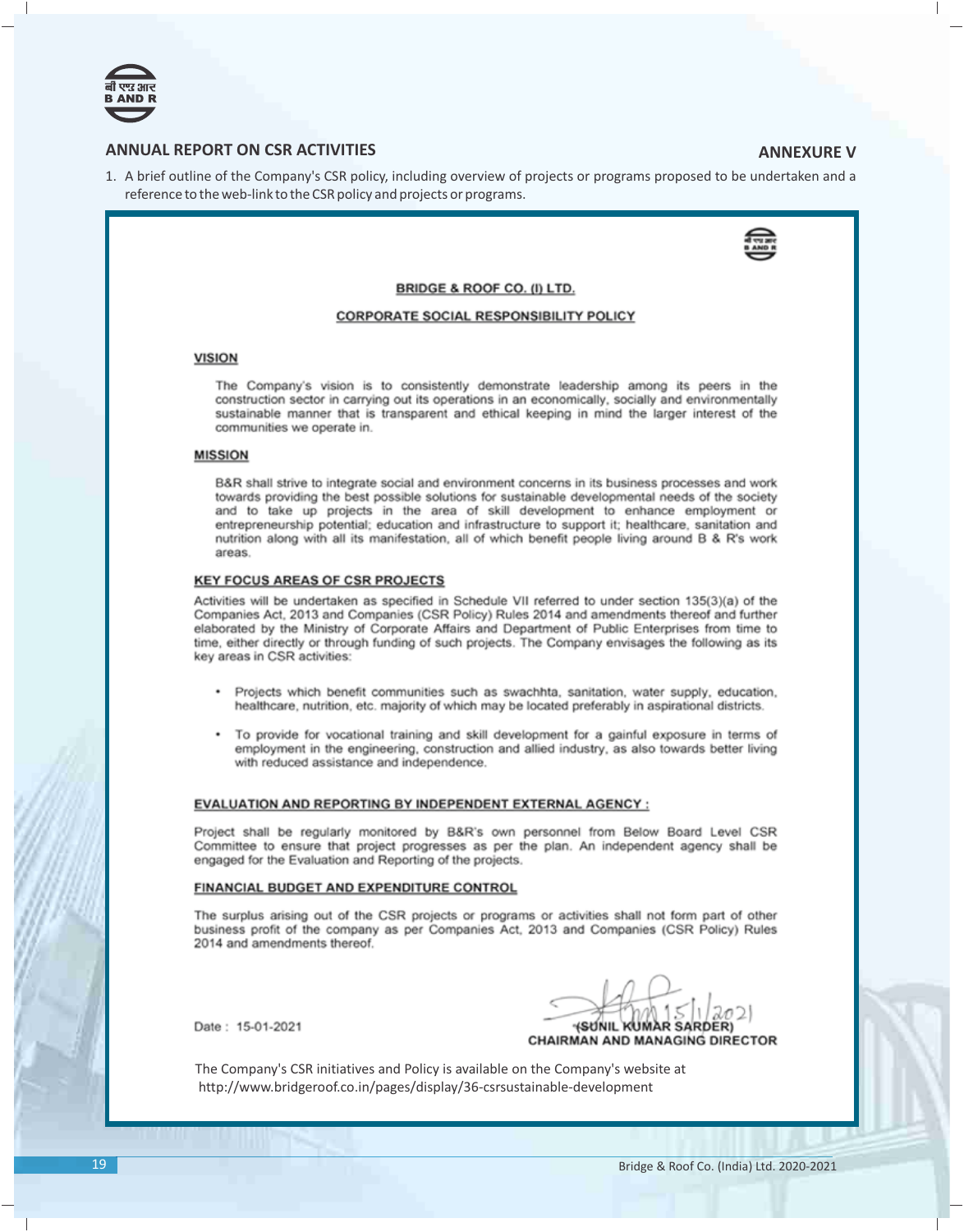## ANNUAL REPORT ON CSR ACTIVITIES

**ANNEXURE V**

1. A brief outline of the Company's CSR policy, including overview of projects or programs proposed to be undertaken and a reference to the web-link to the CSR policy and projects or programs.

**BRIDGE & ROOF CO. (I) LTD.**

**CORPORATE SOCIAL RESPONSIBILITY POLICY**

**VISION**

The Company's vision is to consistently demonstrate leadership among its peers in the construction sector in carrying out its operations in an economically, socially and environmentally sustainable manner that is transparent and ethical keeping in mind the larger interest of the communities we operate in.

**MISSION**

B&R shall strive to integrate social and environment concerns in its business processes and work towards providing the best possible solutions for sustainable developmental needs of the society and to take up projects in the area of skill development to enhance employment or entrepreneurship potential; education and infrastructure to support it; healthcare, sanitation and nutrition along with all its manifestation, all of which benefit people living around B & R's work areas.

**KEY FOCUS AREAS OF CSR PROJECTS**

Activities will be undertaken as specified in Schedule VII referred to under section 135(3)(a) of the Companies Act, 2013 and Companies (CSR Policy) Rules 2014 and amendments thereof and further elaborated by the Ministry of Corporate Affairs and Department of Public Enterprises from time to time, either directly or through funding of such projects. The Company envisages the following as its key areas in CSR activities:

- Projects which benefit communities such as swachhta, sanitation, water supply, education, healthcare, nutrition, etc. majority of which may be located preferably in aspirational districts.
- To provide for vocational training and skill development for a gainful exposure in terms of employment in the engineering, construction and allied industry, as also towards better living with reduced assistance and independence.

**EVALUATION AND REPORTING BY INDEPENDENT EXTERNAL AGENCY :**

Project shall be regularly monitored by B&R's own personnel from Below Board Level CSR Committee to ensure that project progresses as per the plan. An independent agency shall be engaged for the Evaluation and Reporting of the projects.

**FINANCIAL BUDGET AND EXPENDITURE CONTROL**

The surplus arising out of the CSR projects or programs or activities shall not form part of other business profit of the company as per Companies Act, 2013 and Companies (CSR Policy) Rules 2014 and amendments thereof.

Date : 15-01-2021

15/1/2021
(SUNIL KUMAR SARDER)
CHAIRMAN AND MANAGING DIRECTOR

The Company's CSR initiatives and Policy is available on the Company's website at http://www.bridgeroof.co.in/pages/display/36-csrsustainable-development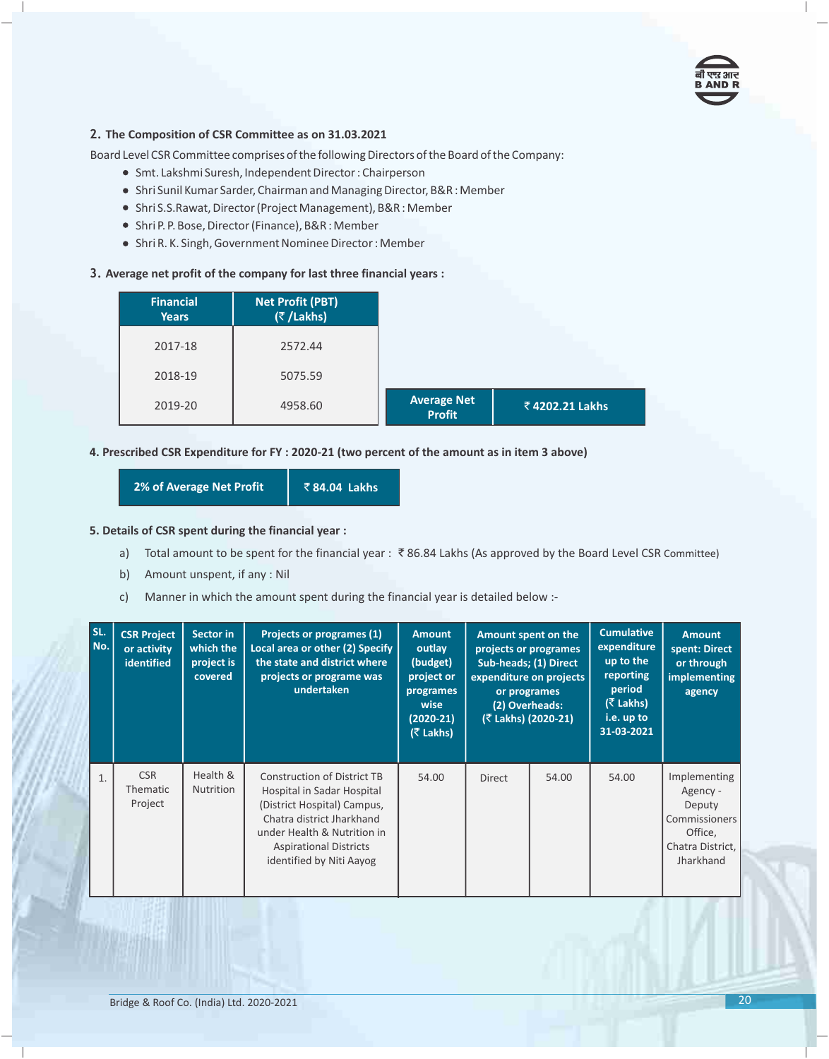## 2. The Composition of CSR Committee as on 31.03.2021

Board Level CSR Committee comprises of the following Directors of the Board of the Company:

- Smt. Lakshmi Suresh, Independent Director : Chairperson
- Shri Sunil Kumar Sarder, Chairman and Managing Director, B&R : Member
- Shri S.S.Rawat, Director (Project Management), B&R : Member
- Shri P. P. Bose, Director (Finance), B&R : Member
- Shri R. K. Singh, Government Nominee Director : Member

## 3. Average net profit of the company for last three financial years :

| Financial Years | Net Profit (PBT) (₹ /Lakhs) |
|---|---|
| 2017-18 | 2572.44 |
| 2018-19 | 5075.59 |
| 2019-20 | 4958.60 |

| Average Net Profit | ₹ 4202.21 Lakhs |
|---|---|

## 4. Prescribed CSR Expenditure for FY : 2020-21 (two percent of the amount as in item 3 above)

| 2% of Average Net Profit | ₹ 84.04 Lakhs |
|---|---|

## 5. Details of CSR spent during the financial year :

a) Total amount to be spent for the financial year : ₹ 86.84 Lakhs (As approved by the Board Level CSR Committee)

b) Amount unspent, if any : Nil

c) Manner in which the amount spent during the financial year is detailed below :-

| SL. No. | CSR Project or activity identified | Sector in which the project is covered | Projects or programes (1) Local area or other (2) Specify the state and district where projects or programe was undertaken | Amount outlay (budget) project or programes wise (2020-21) (₹ Lakhs) | Amount spent on the projects or programes Sub-heads; (1) Direct expenditure on projects or programes (2) Overheads: (₹ Lakhs) (2020-21) | | Cumulative expenditure up to the reporting period (₹ Lakhs) i.e. up to 31-03-2021 | Amount spent: Direct or through implementing agency |
|---|---|---|---|---|---|---|---|---|
| 1. | CSR Thematic Project | Health & Nutrition | Construction of District TB Hospital in Sadar Hospital (District Hospital) Campus, Chatra district Jharkhand under Health & Nutrition in Aspirational Districts identified by Niti Aayog | 54.00 | Direct | 54.00 | 54.00 | Implementing Agency - Deputy Commissioners Office, Chatra District, Jharkhand |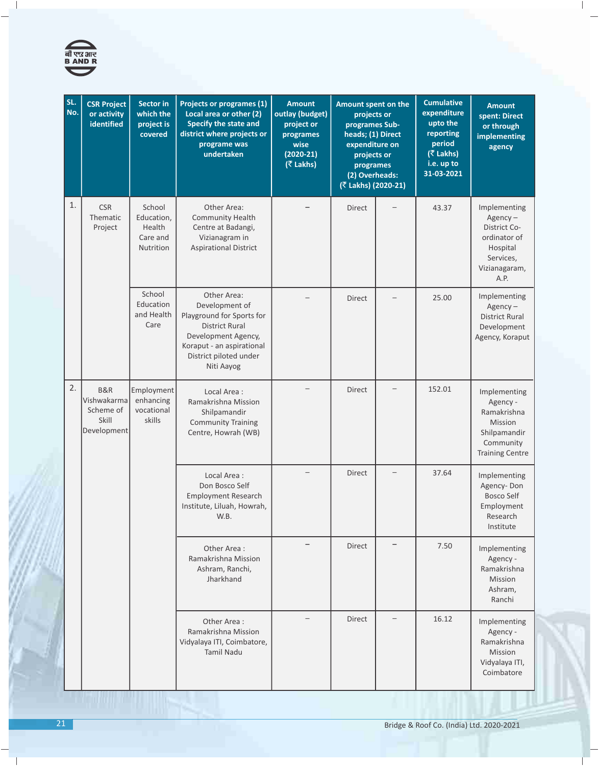| SL. No. | CSR Project or activity identified | Sector in which the project is covered | Projects or programs (1) Local area or other (2) Specify the state and district where projects or programme was undertaken | Amount outlay (budget) project or programes wise (2020-21) (₹ Lakhs) | Amount spent on the projects or programes Sub-heads; (1) Direct expenditure on projects or programes (2) Overheads: (₹ Lakhs) (2020-21) | | Cumulative expenditure upto the reporting period (₹ Lakhs) i.e. up to 31-03-2021 | Amount spent: Direct or through implementing agency |
|---|---|---|---|---|---|---|---|---|
| 1. | CSR Thematic Project | School Education, Health Care and Nutrition | Other Area: Community Health Centre at Badangi, Vizianagram in Aspirational District | – | Direct | – | 43.37 | Implementing Agency – District Co-ordinator of Hospital Services, Vizianagaram, A.P. |
| | | School Education and Health Care | Other Area: Development of Playground for Sports for District Rural Development Agency, Koraput - an aspirational District piloted under Niti Aayog | – | Direct | – | 25.00 | Implementing Agency – District Rural Development Agency, Koraput |
| 2. | B&R Vishwakarma Scheme of Skill Development | Employment enhancing vocational skills | Local Area : Ramakrishna Mission Shilpamandir Community Training Centre, Howrah (WB) | – | Direct | – | 152.01 | Implementing Agency - Ramakrishna Mission Shilpamandir Community Training Centre |
| | | | Local Area : Don Bosco Self Employment Research Institute, Liluah, Howrah, W.B. | – | Direct | – | 37.64 | Implementing Agency- Don Bosco Self Employment Research Institute |
| | | | Other Area : Ramakrishna Mission Ashram, Ranchi, Jharkhand | – | Direct | – | 7.50 | Implementing Agency - Ramakrishna Mission Ashram, Ranchi |
| | | | Other Area : Ramakrishna Mission Vidyalaya ITI, Coimbatore, Tamil Nadu | – | Direct | – | 16.12 | Implementing Agency - Ramakrishna Mission Vidyalaya ITI, Coimbatore |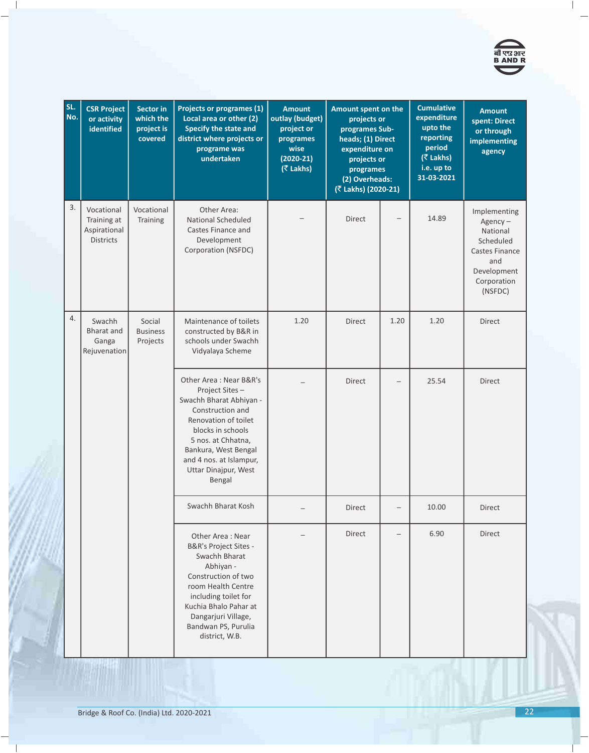| SL. No. | CSR Project or activity identified | Sector in which the project is covered | Projects or programes (1) Local area or other (2) Specify the state and district where projects or programe was undertaken | Amount outlay (budget) project or programes wise (2020-21) (₹ Lakhs) | Amount spent on the projects or programes Sub-heads; (1) Direct expenditure on projects or programes (2) Overheads: (₹ Lakhs) (2020-21) | | Cumulative expenditure upto the reporting period (₹ Lakhs) i.e. up to 31-03-2021 | Amount spent: Direct or through implementing agency |
|---|---|---|---|---|---|---|---|---|
| 3. | Vocational Training at Aspirational Districts | Vocational Training | Other Area: National Scheduled Castes Finance and Development Corporation (NSFDC) | – | Direct | – | 14.89 | Implementing Agency – National Scheduled Castes Finance and Development Corporation (NSFDC) |
| 4. | Swachh Bharat and Ganga Rejuvenation | Social Business Projects | Maintenance of toilets constructed by B&R in schools under Swachh Vidyalaya Scheme | 1.20 | Direct | 1.20 | 1.20 | Direct |
| | | | Other Area : Near B&R's Project Sites – Swachh Bharat Abhiyan - Construction and Renovation of toilet blocks in schools 5 nos. at Chhatna, Bankura, West Bengal and 4 nos. at Islampur, Uttar Dinajpur, West Bengal | – | Direct | – | 25.54 | Direct |
| | | | Swachh Bharat Kosh | – | Direct | – | 10.00 | Direct |
| | | | Other Area : Near B&R's Project Sites - Swachh Bharat Abhiyan - Construction of two room Health Centre including toilet for Kuchia Bhalo Pahar at Dangarjuri Village, Bandwan PS, Purulia district, W.B. | – | Direct | – | 6.90 | Direct |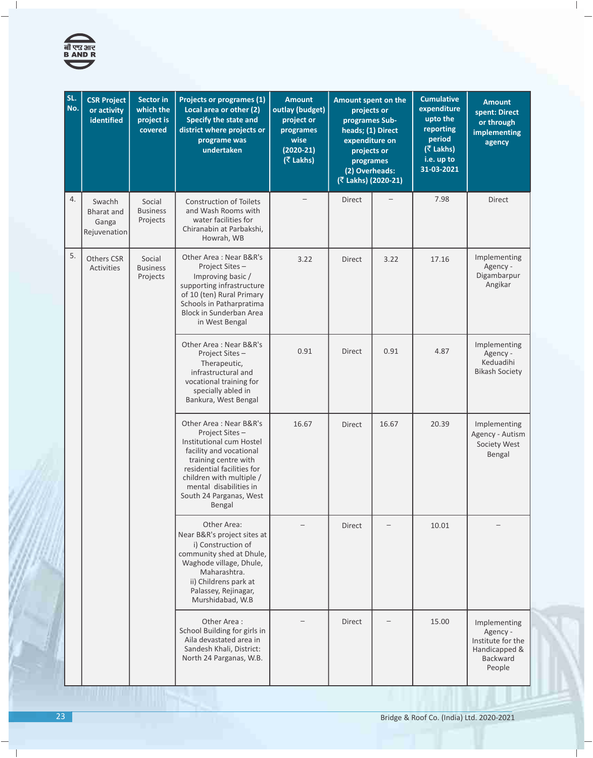| SL. No. | CSR Project or activity identified | Sector in which the project is covered | Projects or programes (1) Local area or other (2) Specify the state and district where projects or programe was undertaken | Amount outlay (budget) project or programes wise (2020-21) (₹ Lakhs) | Amount spent on the projects or programes Sub-heads; (1) Direct expenditure on projects or programes (2) Overheads: (₹ Lakhs) (2020-21) | | Cumulative expenditure upto the reporting period (₹ Lakhs) i.e. up to 31-03-2021 | Amount spent: Direct or through implementing agency |
|---|---|---|---|---|---|---|---|---|
| 4. | Swachh Bharat and Ganga Rejuvenation | Social Business Projects | Construction of Toilets and Wash Rooms with water facilities for Chiranabin at Parbakshi, Howrah, WB | – | Direct | – | 7.98 | Direct |
| 5. | Others CSR Activities | Social Business Projects | Other Area : Near B&R's Project Sites – Improving basic / supporting infrastructure of 10 (ten) Rural Primary Schools in Patharpratima Block in Sunderban Area in West Bengal | 3.22 | Direct | 3.22 | 17.16 | Implementing Agency - Digambarpur Angikar |
| | | | Other Area : Near B&R's Project Sites – Therapeutic, infrastructural and vocational training for specially abled in Bankura, West Bengal | 0.91 | Direct | 0.91 | 4.87 | Implementing Agency - Keduadihi Bikash Society |
| | | | Other Area : Near B&R's Project Sites – Institutional cum Hostel facility and vocational training centre with residential facilities for children with multiple / mental disabilities in South 24 Parganas, West Bengal | 16.67 | Direct | 16.67 | 20.39 | Implementing Agency - Autism Society West Bengal |
| | | | Other Area: Near B&R's project sites at i) Construction of community shed at Dhule, Waghode village, Dhule, Maharashtra. ii) Childrens park at Palassey, Rejinagar, Murshidabad, W.B | – | Direct | – | 10.01 | – |
| | | | Other Area : School Building for girls in Aila devastated area in Sandesh Khali, District: North 24 Parganas, W.B. | – | Direct | – | 15.00 | Implementing Agency - Institute for the Handicapped & Backward People |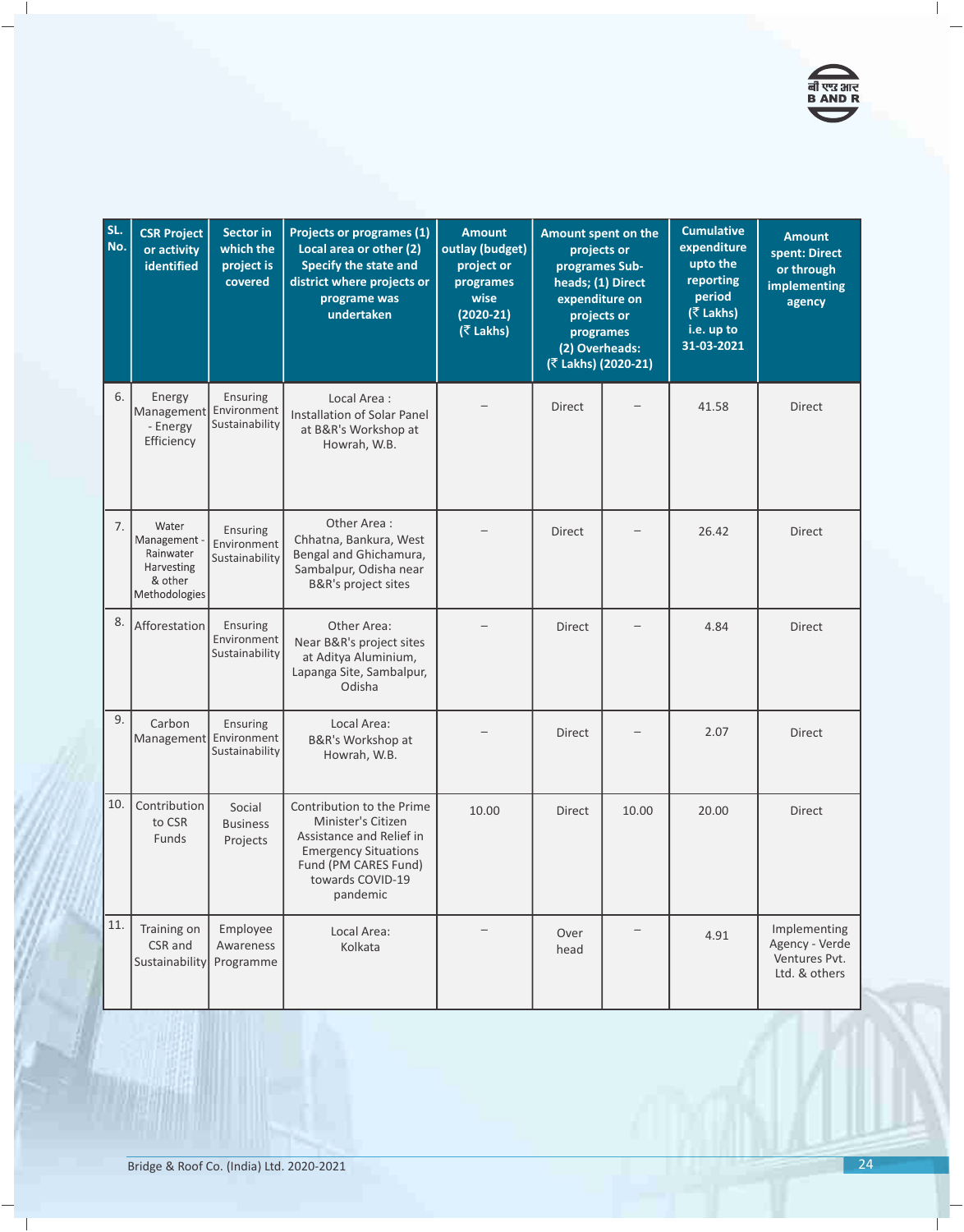| SL. No. | CSR Project or activity identified | Sector in which the project is covered | Projects or programes (1) Local area or other (2) Specify the state and district where projects or programe was undertaken | Amount outlay (budget) project or programes wise (2020-21) (₹ Lakhs) | Amount spent on the projects or programes Sub-heads; (1) Direct expenditure on projects or programes (2) Overheads: (₹ Lakhs) (2020-21) | | Cumulative expenditure upto the reporting period (₹ Lakhs) i.e. up to 31-03-2021 | Amount spent: Direct or through implementing agency |
|---|---|---|---|---|---|---|---|---|
| 6. | Energy Management - Energy Efficiency | Ensuring Environment Sustainability | Local Area : Installation of Solar Panel at B&R's Workshop at Howrah, W.B. | – | Direct | – | 41.58 | Direct |
| 7. | Water Management - Rainwater Harvesting & other Methodologies | Ensuring Environment Sustainability | Other Area : Chhatna, Bankura, West Bengal and Ghichamura, Sambalpur, Odisha near B&R's project sites | – | Direct | – | 26.42 | Direct |
| 8. | Afforestation | Ensuring Environment Sustainability | Other Area: Near B&R's project sites at Aditya Aluminium, Lapanga Site, Sambalpur, Odisha | – | Direct | – | 4.84 | Direct |
| 9. | Carbon Management | Ensuring Environment Sustainability | Local Area: B&R's Workshop at Howrah, W.B. | – | Direct | – | 2.07 | Direct |
| 10. | Contribution to CSR Funds | Social Business Projects | Contribution to the Prime Minister's Citizen Assistance and Relief in Emergency Situations Fund (PM CARES Fund) towards COVID-19 pandemic | 10.00 | Direct | 10.00 | 20.00 | Direct |
| 11. | Training on CSR and Sustainability | Employee Awareness Programme | Local Area: Kolkata | – | Over head | – | 4.91 | Implementing Agency - Verde Ventures Pvt. Ltd. & others |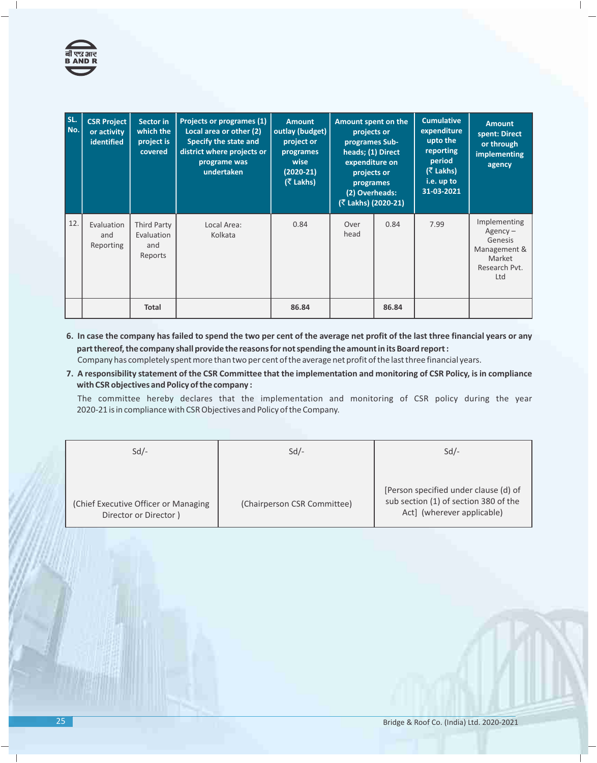| SL. No. | CSR Project or activity identified | Sector in which the project is covered | Projects or programes (1) Local area or other (2) Specify the state and district where projects or programe was undertaken | Amount outlay (budget) project or programes wise (2020-21) (₹ Lakhs) | Amount spent on the projects or programes Sub-heads; (1) Direct expenditure on projects or programes (2) Overheads: (₹ Lakhs) (2020-21) | | Cumulative expenditure upto the reporting period (₹ Lakhs) i.e. up to 31-03-2021 | Amount spent: Direct or through implementing agency |
|---|---|---|---|---|---|---|---|---|
| 12. | Evaluation and Reporting | Third Party Evaluation and Reports | Local Area: Kolkata | 0.84 | Over head | 0.84 | 7.99 | Implementing Agency – Genesis Management & Market Research Pvt. Ltd |
| | | **Total** | | **86.84** | | **86.84** | | |

6. **In case the company has failed to spend the two per cent of the average net profit of the last three financial years or any part thereof, the company shall provide the reasons for not spending the amount in its Board report :**
   Company has completely spent more than two per cent of the average net profit of the last three financial years.

7. **A responsibility statement of the CSR Committee that the implementation and monitoring of CSR Policy, is in compliance with CSR objectives and Policy of the company :**
   The committee hereby declares that the implementation and monitoring of CSR policy during the year 2020-21 is in compliance with CSR Objectives and Policy of the Company.

| Sd/- | Sd/- | Sd/- |
|---|---|---|
| (Chief Executive Officer or Managing Director or Director ) | (Chairperson CSR Committee) | [Person specified under clause (d) of sub section (1) of section 380 of the Act] (wherever applicable) |